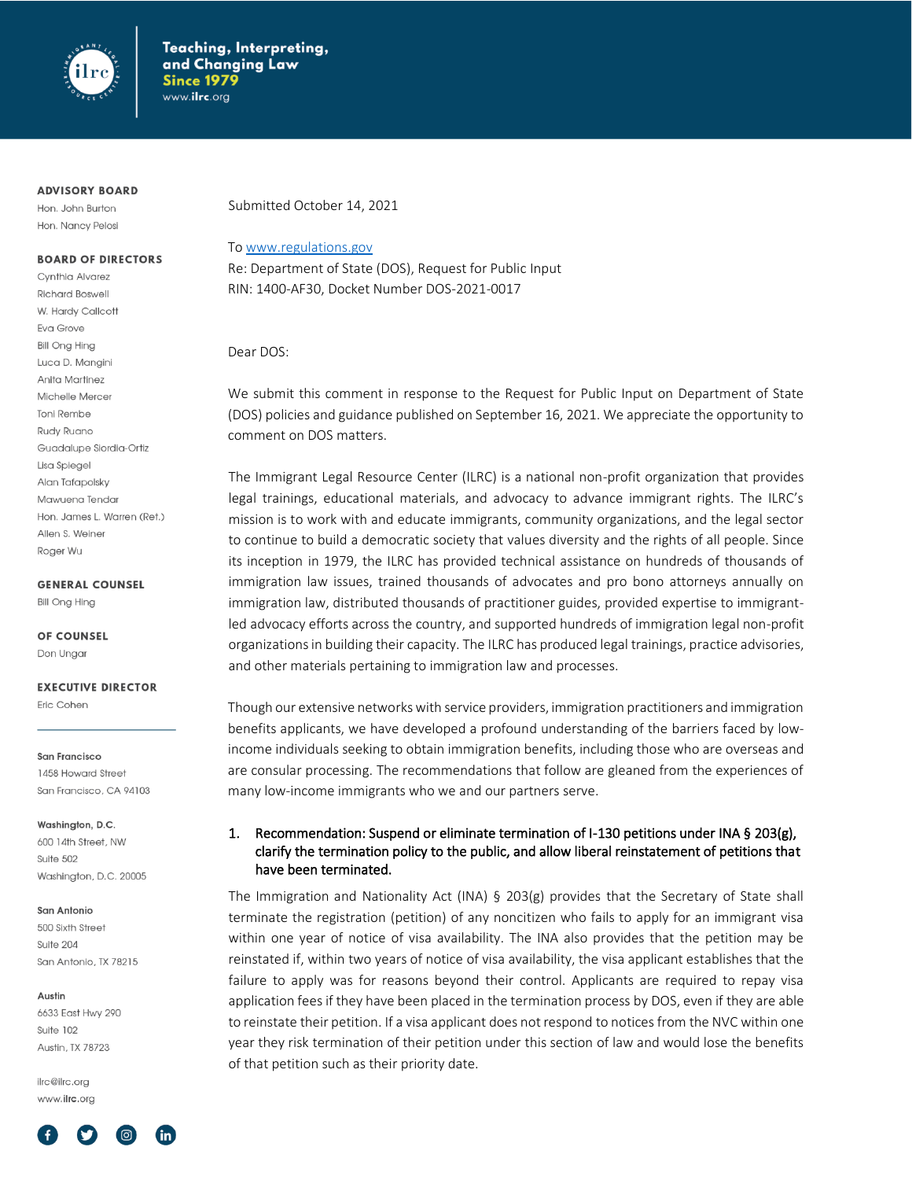Teaching, Interpreting, and Changing Law
Since 1979
www.ilrc.org

**ADVISORY BOARD**
Hon. John Burton
Hon. Nancy Pelosi

**BOARD OF DIRECTORS**
Cynthia Alvarez
Richard Boswell
W. Hardy Callcott
Eva Grove
Bill Ong Hing
Luca D. Mangini
Anita Martinez
Michelle Mercer
Toni Rembe
Rudy Ruano
Guadalupe Siordia-Ortiz
Lisa Spiegel
Alan Tafapolsky
Mawuena Tendar
Hon. James L. Warren (Ret.)
Allen S. Weiner
Roger Wu

**GENERAL COUNSEL**
Bill Ong Hing

**OF COUNSEL**
Don Ungar

**EXECUTIVE DIRECTOR**
Eric Cohen

**San Francisco**
1458 Howard Street
San Francisco, CA 94103

**Washington, D.C.**
600 14th Street, NW
Suite 502
Washington, D.C. 20005

**San Antonio**
500 Sixth Street
Suite 204
San Antonio, TX 78215

**Austin**
6633 East Hwy 290
Suite 102
Austin, TX 78723

ilrc@ilrc.org
www.ilrc.org

Submitted October 14, 2021

To www.regulations.gov
Re: Department of State (DOS), Request for Public Input
RIN: 1400-AF30, Docket Number DOS-2021-0017

Dear DOS:

We submit this comment in response to the Request for Public Input on Department of State (DOS) policies and guidance published on September 16, 2021. We appreciate the opportunity to comment on DOS matters.

The Immigrant Legal Resource Center (ILRC) is a national non-profit organization that provides legal trainings, educational materials, and advocacy to advance immigrant rights. The ILRC's mission is to work with and educate immigrants, community organizations, and the legal sector to continue to build a democratic society that values diversity and the rights of all people. Since its inception in 1979, the ILRC has provided technical assistance on hundreds of thousands of immigration law issues, trained thousands of advocates and pro bono attorneys annually on immigration law, distributed thousands of practitioner guides, provided expertise to immigrant-led advocacy efforts across the country, and supported hundreds of immigration legal non-profit organizations in building their capacity. The ILRC has produced legal trainings, practice advisories, and other materials pertaining to immigration law and processes.

Though our extensive networks with service providers, immigration practitioners and immigration benefits applicants, we have developed a profound understanding of the barriers faced by low-income individuals seeking to obtain immigration benefits, including those who are overseas and are consular processing. The recommendations that follow are gleaned from the experiences of many low-income immigrants who we and our partners serve.

### 1. Recommendation: Suspend or eliminate termination of I-130 petitions under INA § 203(g), clarify the termination policy to the public, and allow liberal reinstatement of petitions that have been terminated.

The Immigration and Nationality Act (INA) § 203(g) provides that the Secretary of State shall terminate the registration (petition) of any noncitizen who fails to apply for an immigrant visa within one year of notice of visa availability. The INA also provides that the petition may be reinstated if, within two years of notice of visa availability, the visa applicant establishes that the failure to apply was for reasons beyond their control. Applicants are required to repay visa application fees if they have been placed in the termination process by DOS, even if they are able to reinstate their petition. If a visa applicant does not respond to notices from the NVC within one year they risk termination of their petition under this section of law and would lose the benefits of that petition such as their priority date.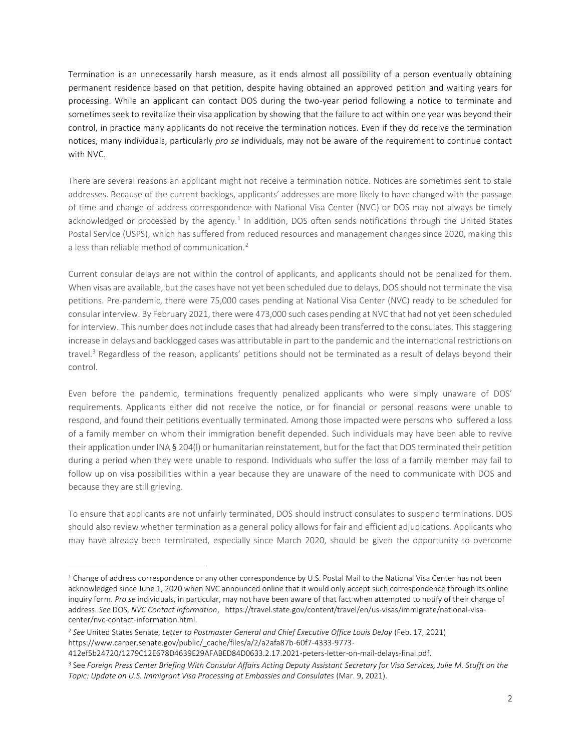Termination is an unnecessarily harsh measure, as it ends almost all possibility of a person eventually obtaining permanent residence based on that petition, despite having obtained an approved petition and waiting years for processing. While an applicant can contact DOS during the two-year period following a notice to terminate and sometimes seek to revitalize their visa application by showing that the failure to act within one year was beyond their control, in practice many applicants do not receive the termination notices. Even if they do receive the termination notices, many individuals, particularly *pro se* individuals, may not be aware of the requirement to continue contact with NVC.

There are several reasons an applicant might not receive a termination notice. Notices are sometimes sent to stale addresses. Because of the current backlogs, applicants' addresses are more likely to have changed with the passage of time and change of address correspondence with National Visa Center (NVC) or DOS may not always be timely acknowledged or processed by the agency.[1] In addition, DOS often sends notifications through the United States Postal Service (USPS), which has suffered from reduced resources and management changes since 2020, making this a less than reliable method of communication.[2]

Current consular delays are not within the control of applicants, and applicants should not be penalized for them. When visas are available, but the cases have not yet been scheduled due to delays, DOS should not terminate the visa petitions. Pre-pandemic, there were 75,000 cases pending at National Visa Center (NVC) ready to be scheduled for consular interview. By February 2021, there were 473,000 such cases pending at NVC that had not yet been scheduled for interview. This number does not include cases that had already been transferred to the consulates. This staggering increase in delays and backlogged cases was attributable in part to the pandemic and the international restrictions on travel.[3] Regardless of the reason, applicants' petitions should not be terminated as a result of delays beyond their control.

Even before the pandemic, terminations frequently penalized applicants who were simply unaware of DOS' requirements. Applicants either did not receive the notice, or for financial or personal reasons were unable to respond, and found their petitions eventually terminated. Among those impacted were persons who suffered a loss of a family member on whom their immigration benefit depended. Such individuals may have been able to revive their application under INA § 204(l) or humanitarian reinstatement, but for the fact that DOS terminated their petition during a period when they were unable to respond. Individuals who suffer the loss of a family member may fail to follow up on visa possibilities within a year because they are unaware of the need to communicate with DOS and because they are still grieving.

To ensure that applicants are not unfairly terminated, DOS should instruct consulates to suspend terminations. DOS should also review whether termination as a general policy allows for fair and efficient adjudications. Applicants who may have already been terminated, especially since March 2020, should be given the opportunity to overcome

---

[1] Change of address correspondence or any other correspondence by U.S. Postal Mail to the National Visa Center has not been acknowledged since June 1, 2020 when NVC announced online that it would only accept such correspondence through its online inquiry form. *Pro se* individuals, in particular, may not have been aware of that fact when attempted to notify of their change of address. *See* DOS, *NVC Contact Information*, https://travel.state.gov/content/travel/en/us-visas/immigrate/national-visa-center/nvc-contact-information.html.

[2] *See* United States Senate, *Letter to Postmaster General and Chief Executive Office Louis DeJoy* (Feb. 17, 2021) https://www.carper.senate.gov/public/_cache/files/a/2/a2afa87b-60f7-4333-9773-412ef5b24720/1279C12E678D4639E29AFABED84D0633.2.17.2021-peters-letter-on-mail-delays-final.pdf.

[3] See *Foreign Press Center Briefing With Consular Affairs Acting Deputy Assistant Secretary for Visa Services, Julie M. Stufft on the Topic: Update on U.S. Immigrant Visa Processing at Embassies and Consulates* (Mar. 9, 2021).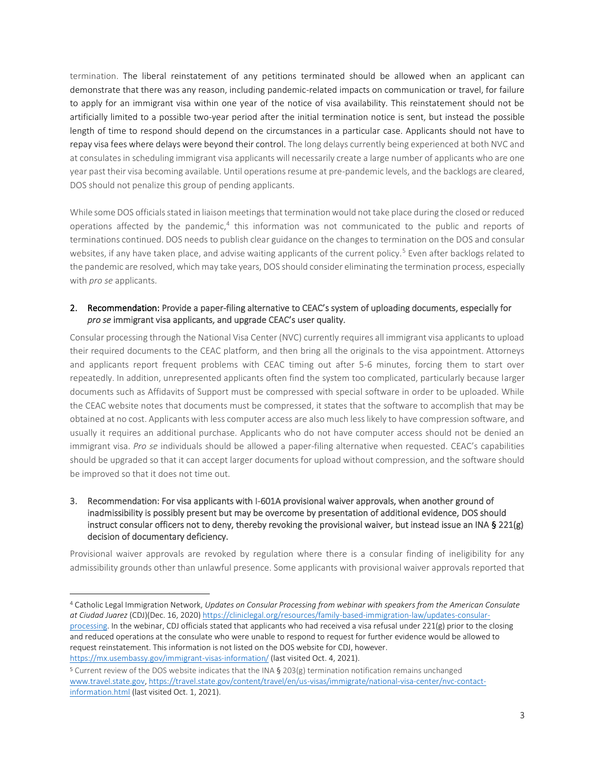termination. The liberal reinstatement of any petitions terminated should be allowed when an applicant can demonstrate that there was any reason, including pandemic-related impacts on communication or travel, for failure to apply for an immigrant visa within one year of the notice of visa availability. This reinstatement should not be artificially limited to a possible two-year period after the initial termination notice is sent, but instead the possible length of time to respond should depend on the circumstances in a particular case. Applicants should not have to repay visa fees where delays were beyond their control. The long delays currently being experienced at both NVC and at consulates in scheduling immigrant visa applicants will necessarily create a large number of applicants who are one year past their visa becoming available. Until operations resume at pre-pandemic levels, and the backlogs are cleared, DOS should not penalize this group of pending applicants.

While some DOS officials stated in liaison meetings that termination would not take place during the closed or reduced operations affected by the pandemic,[4] this information was not communicated to the public and reports of terminations continued. DOS needs to publish clear guidance on the changes to termination on the DOS and consular websites, if any have taken place, and advise waiting applicants of the current policy.[5] Even after backlogs related to the pandemic are resolved, which may take years, DOS should consider eliminating the termination process, especially with *pro se* applicants.

2. Recommendation: Provide a paper-filing alternative to CEAC's system of uploading documents, especially for *pro se* immigrant visa applicants, and upgrade CEAC's user quality.

Consular processing through the National Visa Center (NVC) currently requires all immigrant visa applicants to upload their required documents to the CEAC platform, and then bring all the originals to the visa appointment. Attorneys and applicants report frequent problems with CEAC timing out after 5-6 minutes, forcing them to start over repeatedly. In addition, unrepresented applicants often find the system too complicated, particularly because larger documents such as Affidavits of Support must be compressed with special software in order to be uploaded. While the CEAC website notes that documents must be compressed, it states that the software to accomplish that may be obtained at no cost. Applicants with less computer access are also much less likely to have compression software, and usually it requires an additional purchase. Applicants who do not have computer access should not be denied an immigrant visa. *Pro se* individuals should be allowed a paper-filing alternative when requested. CEAC's capabilities should be upgraded so that it can accept larger documents for upload without compression, and the software should be improved so that it does not time out.

3. Recommendation: For visa applicants with I-601A provisional waiver approvals, when another ground of inadmissibility is possibly present but may be overcome by presentation of additional evidence, DOS should instruct consular officers not to deny, thereby revoking the provisional waiver, but instead issue an INA § 221(g) decision of documentary deficiency.

Provisional waiver approvals are revoked by regulation where there is a consular finding of ineligibility for any admissibility grounds other than unlawful presence. Some applicants with provisional waiver approvals reported that

---

[4] Catholic Legal Immigration Network, *Updates on Consular Processing from webinar with speakers from the American Consulate at Ciudad Juarez* (CDJ)(Dec. 16, 2020) https://cliniclegal.org/resources/family-based-immigration-law/updates-consular-processing. In the webinar, CDJ officials stated that applicants who had received a visa refusal under 221(g) prior to the closing and reduced operations at the consulate who were unable to respond to request for further evidence would be allowed to request reinstatement. This information is not listed on the DOS website for CDJ, however. https://mx.usembassy.gov/immigrant-visas-information/ (last visited Oct. 4, 2021).

[5] Current review of the DOS website indicates that the INA § 203(g) termination notification remains unchanged www.travel.state.gov, https://travel.state.gov/content/travel/en/us-visas/immigrate/national-visa-center/nvc-contact-information.html (last visited Oct. 1, 2021).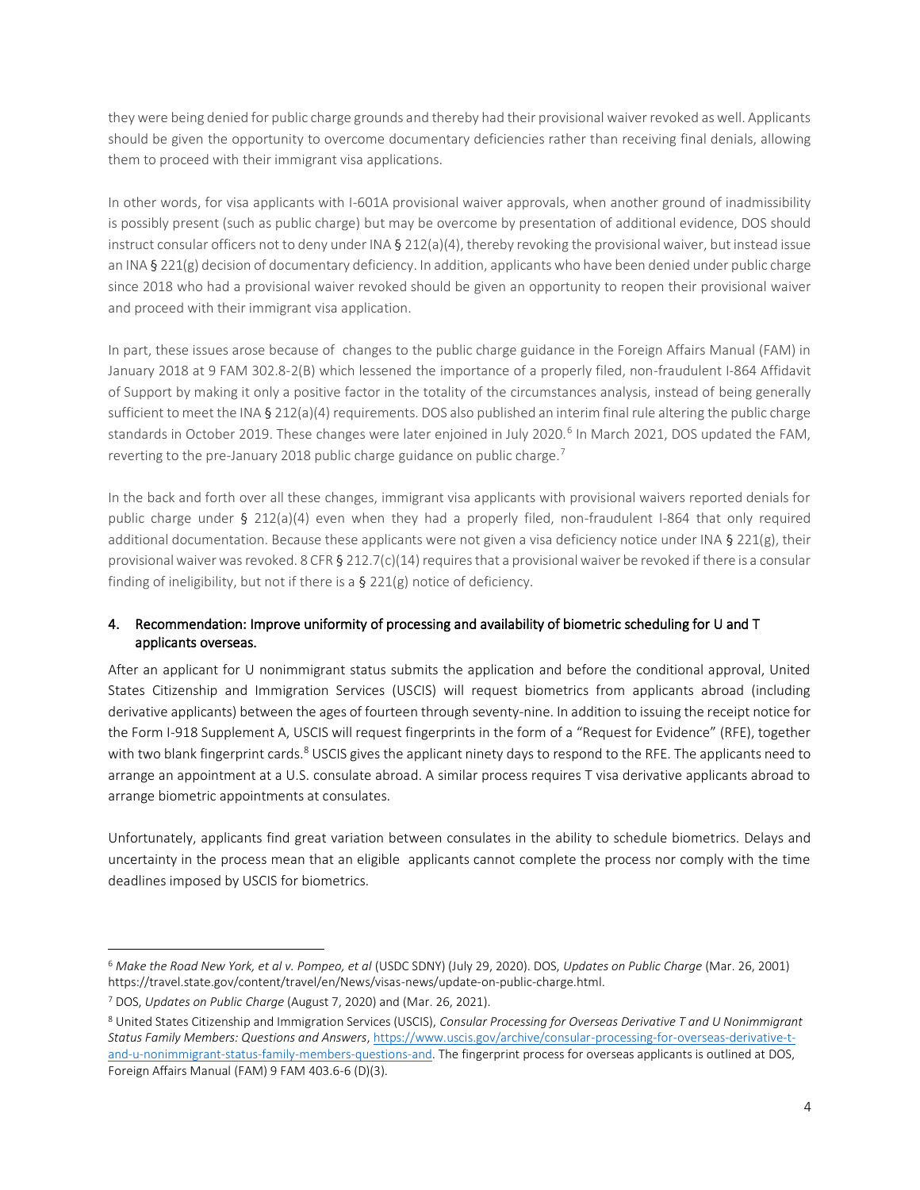they were being denied for public charge grounds and thereby had their provisional waiver revoked as well. Applicants should be given the opportunity to overcome documentary deficiencies rather than receiving final denials, allowing them to proceed with their immigrant visa applications.

In other words, for visa applicants with I-601A provisional waiver approvals, when another ground of inadmissibility is possibly present (such as public charge) but may be overcome by presentation of additional evidence, DOS should instruct consular officers not to deny under INA § 212(a)(4), thereby revoking the provisional waiver, but instead issue an INA § 221(g) decision of documentary deficiency. In addition, applicants who have been denied under public charge since 2018 who had a provisional waiver revoked should be given an opportunity to reopen their provisional waiver and proceed with their immigrant visa application.

In part, these issues arose because of changes to the public charge guidance in the Foreign Affairs Manual (FAM) in January 2018 at 9 FAM 302.8-2(B) which lessened the importance of a properly filed, non-fraudulent I-864 Affidavit of Support by making it only a positive factor in the totality of the circumstances analysis, instead of being generally sufficient to meet the INA § 212(a)(4) requirements. DOS also published an interim final rule altering the public charge standards in October 2019. These changes were later enjoined in July 2020.[6] In March 2021, DOS updated the FAM, reverting to the pre-January 2018 public charge guidance on public charge.[7]

In the back and forth over all these changes, immigrant visa applicants with provisional waivers reported denials for public charge under § 212(a)(4) even when they had a properly filed, non-fraudulent I-864 that only required additional documentation. Because these applicants were not given a visa deficiency notice under INA § 221(g), their provisional waiver was revoked. 8 CFR § 212.7(c)(14) requires that a provisional waiver be revoked if there is a consular finding of ineligibility, but not if there is a § 221(g) notice of deficiency.

## 4. Recommendation: Improve uniformity of processing and availability of biometric scheduling for U and T applicants overseas.

After an applicant for U nonimmigrant status submits the application and before the conditional approval, United States Citizenship and Immigration Services (USCIS) will request biometrics from applicants abroad (including derivative applicants) between the ages of fourteen through seventy-nine. In addition to issuing the receipt notice for the Form I-918 Supplement A, USCIS will request fingerprints in the form of a "Request for Evidence" (RFE), together with two blank fingerprint cards.[8] USCIS gives the applicant ninety days to respond to the RFE. The applicants need to arrange an appointment at a U.S. consulate abroad. A similar process requires T visa derivative applicants abroad to arrange biometric appointments at consulates.

Unfortunately, applicants find great variation between consulates in the ability to schedule biometrics. Delays and uncertainty in the process mean that an eligible applicants cannot complete the process nor comply with the time deadlines imposed by USCIS for biometrics.

---

[6] *Make the Road New York, et al v. Pompeo, et al* (USDC SDNY) (July 29, 2020). DOS, *Updates on Public Charge* (Mar. 26, 2001) https://travel.state.gov/content/travel/en/News/visas-news/update-on-public-charge.html.

[7] DOS, *Updates on Public Charge* (August 7, 2020) and (Mar. 26, 2021).

[8] United States Citizenship and Immigration Services (USCIS), *Consular Processing for Overseas Derivative T and U Nonimmigrant Status Family Members: Questions and Answers*, https://www.uscis.gov/archive/consular-processing-for-overseas-derivative-t-and-u-nonimmigrant-status-family-members-questions-and. The fingerprint process for overseas applicants is outlined at DOS, Foreign Affairs Manual (FAM) 9 FAM 403.6-6 (D)(3).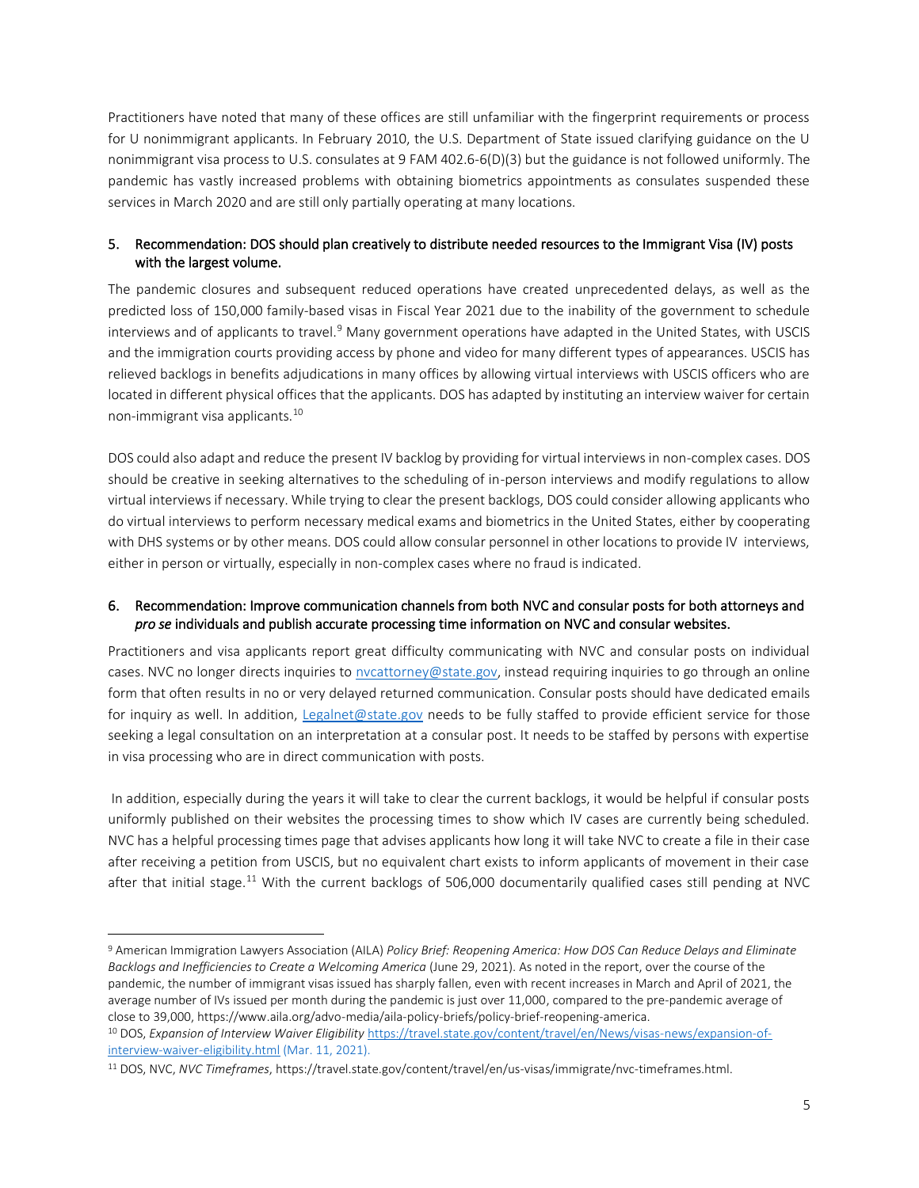Practitioners have noted that many of these offices are still unfamiliar with the fingerprint requirements or process for U nonimmigrant applicants. In February 2010, the U.S. Department of State issued clarifying guidance on the U nonimmigrant visa process to U.S. consulates at 9 FAM 402.6-6(D)(3) but the guidance is not followed uniformly. The pandemic has vastly increased problems with obtaining biometrics appointments as consulates suspended these services in March 2020 and are still only partially operating at many locations.

## 5. Recommendation: DOS should plan creatively to distribute needed resources to the Immigrant Visa (IV) posts with the largest volume.

The pandemic closures and subsequent reduced operations have created unprecedented delays, as well as the predicted loss of 150,000 family-based visas in Fiscal Year 2021 due to the inability of the government to schedule interviews and of applicants to travel.[9] Many government operations have adapted in the United States, with USCIS and the immigration courts providing access by phone and video for many different types of appearances. USCIS has relieved backlogs in benefits adjudications in many offices by allowing virtual interviews with USCIS officers who are located in different physical offices that the applicants. DOS has adapted by instituting an interview waiver for certain non-immigrant visa applicants.[10]

DOS could also adapt and reduce the present IV backlog by providing for virtual interviews in non-complex cases. DOS should be creative in seeking alternatives to the scheduling of in-person interviews and modify regulations to allow virtual interviews if necessary. While trying to clear the present backlogs, DOS could consider allowing applicants who do virtual interviews to perform necessary medical exams and biometrics in the United States, either by cooperating with DHS systems or by other means. DOS could allow consular personnel in other locations to provide IV interviews, either in person or virtually, especially in non-complex cases where no fraud is indicated.

## 6. Recommendation: Improve communication channels from both NVC and consular posts for both attorneys and *pro se* individuals and publish accurate processing time information on NVC and consular websites.

Practitioners and visa applicants report great difficulty communicating with NVC and consular posts on individual cases. NVC no longer directs inquiries to nvcattorney@state.gov, instead requiring inquiries to go through an online form that often results in no or very delayed returned communication. Consular posts should have dedicated emails for inquiry as well. In addition, Legalnet@state.gov needs to be fully staffed to provide efficient service for those seeking a legal consultation on an interpretation at a consular post. It needs to be staffed by persons with expertise in visa processing who are in direct communication with posts.

In addition, especially during the years it will take to clear the current backlogs, it would be helpful if consular posts uniformly published on their websites the processing times to show which IV cases are currently being scheduled. NVC has a helpful processing times page that advises applicants how long it will take NVC to create a file in their case after receiving a petition from USCIS, but no equivalent chart exists to inform applicants of movement in their case after that initial stage.[11] With the current backlogs of 506,000 documentarily qualified cases still pending at NVC

---

[9] American Immigration Lawyers Association (AILA) *Policy Brief: Reopening America: How DOS Can Reduce Delays and Eliminate Backlogs and Inefficiencies to Create a Welcoming America* (June 29, 2021). As noted in the report, over the course of the pandemic, the number of immigrant visas issued has sharply fallen, even with recent increases in March and April of 2021, the average number of IVs issued per month during the pandemic is just over 11,000, compared to the pre-pandemic average of close to 39,000, https://www.aila.org/advo-media/aila-policy-briefs/policy-brief-reopening-america.

[10] DOS, *Expansion of Interview Waiver Eligibility* https://travel.state.gov/content/travel/en/News/visas-news/expansion-of-interview-waiver-eligibility.html (Mar. 11, 2021).

[11] DOS, NVC, *NVC Timeframes*, https://travel.state.gov/content/travel/en/us-visas/immigrate/nvc-timeframes.html.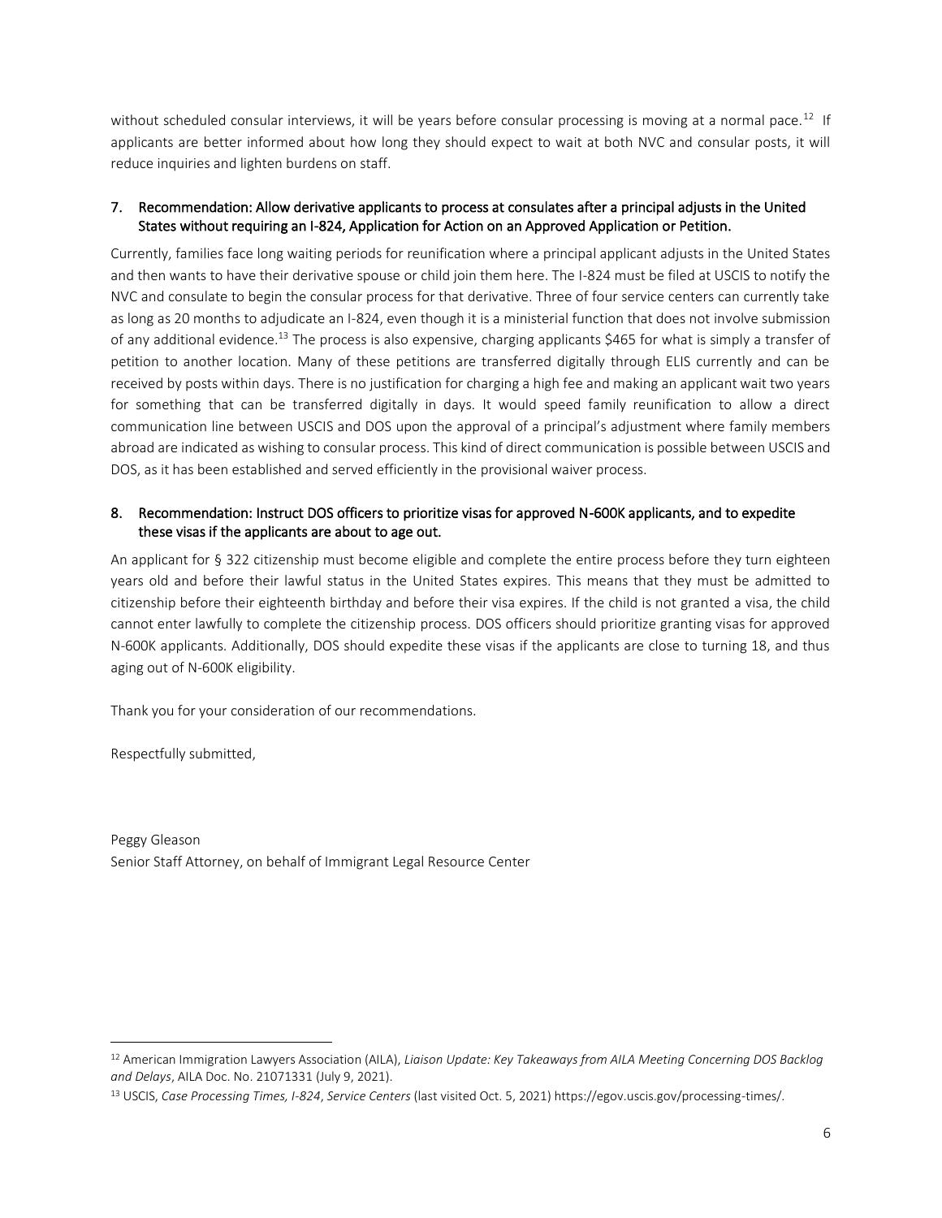without scheduled consular interviews, it will be years before consular processing is moving at a normal pace.[12] If applicants are better informed about how long they should expect to wait at both NVC and consular posts, it will reduce inquiries and lighten burdens on staff.

7. Recommendation: Allow derivative applicants to process at consulates after a principal adjusts in the United States without requiring an I-824, Application for Action on an Approved Application or Petition.

Currently, families face long waiting periods for reunification where a principal applicant adjusts in the United States and then wants to have their derivative spouse or child join them here. The I-824 must be filed at USCIS to notify the NVC and consulate to begin the consular process for that derivative. Three of four service centers can currently take as long as 20 months to adjudicate an I-824, even though it is a ministerial function that does not involve submission of any additional evidence.[13] The process is also expensive, charging applicants $465 for what is simply a transfer of petition to another location. Many of these petitions are transferred digitally through ELIS currently and can be received by posts within days. There is no justification for charging a high fee and making an applicant wait two years for something that can be transferred digitally in days. It would speed family reunification to allow a direct communication line between USCIS and DOS upon the approval of a principal's adjustment where family members abroad are indicated as wishing to consular process. This kind of direct communication is possible between USCIS and DOS, as it has been established and served efficiently in the provisional waiver process.

8. Recommendation: Instruct DOS officers to prioritize visas for approved N-600K applicants, and to expedite these visas if the applicants are about to age out.

An applicant for § 322 citizenship must become eligible and complete the entire process before they turn eighteen years old and before their lawful status in the United States expires. This means that they must be admitted to citizenship before their eighteenth birthday and before their visa expires. If the child is not granted a visa, the child cannot enter lawfully to complete the citizenship process. DOS officers should prioritize granting visas for approved N-600K applicants. Additionally, DOS should expedite these visas if the applicants are close to turning 18, and thus aging out of N-600K eligibility.

Thank you for your consideration of our recommendations.

Respectfully submitted,

Peggy Gleason
Senior Staff Attorney, on behalf of Immigrant Legal Resource Center

---

[12] American Immigration Lawyers Association (AILA), *Liaison Update: Key Takeaways from AILA Meeting Concerning DOS Backlog and Delays*, AILA Doc. No. 21071331 (July 9, 2021).

[13] USCIS, *Case Processing Times, I-824*, *Service Centers* (last visited Oct. 5, 2021) https://egov.uscis.gov/processing-times/.